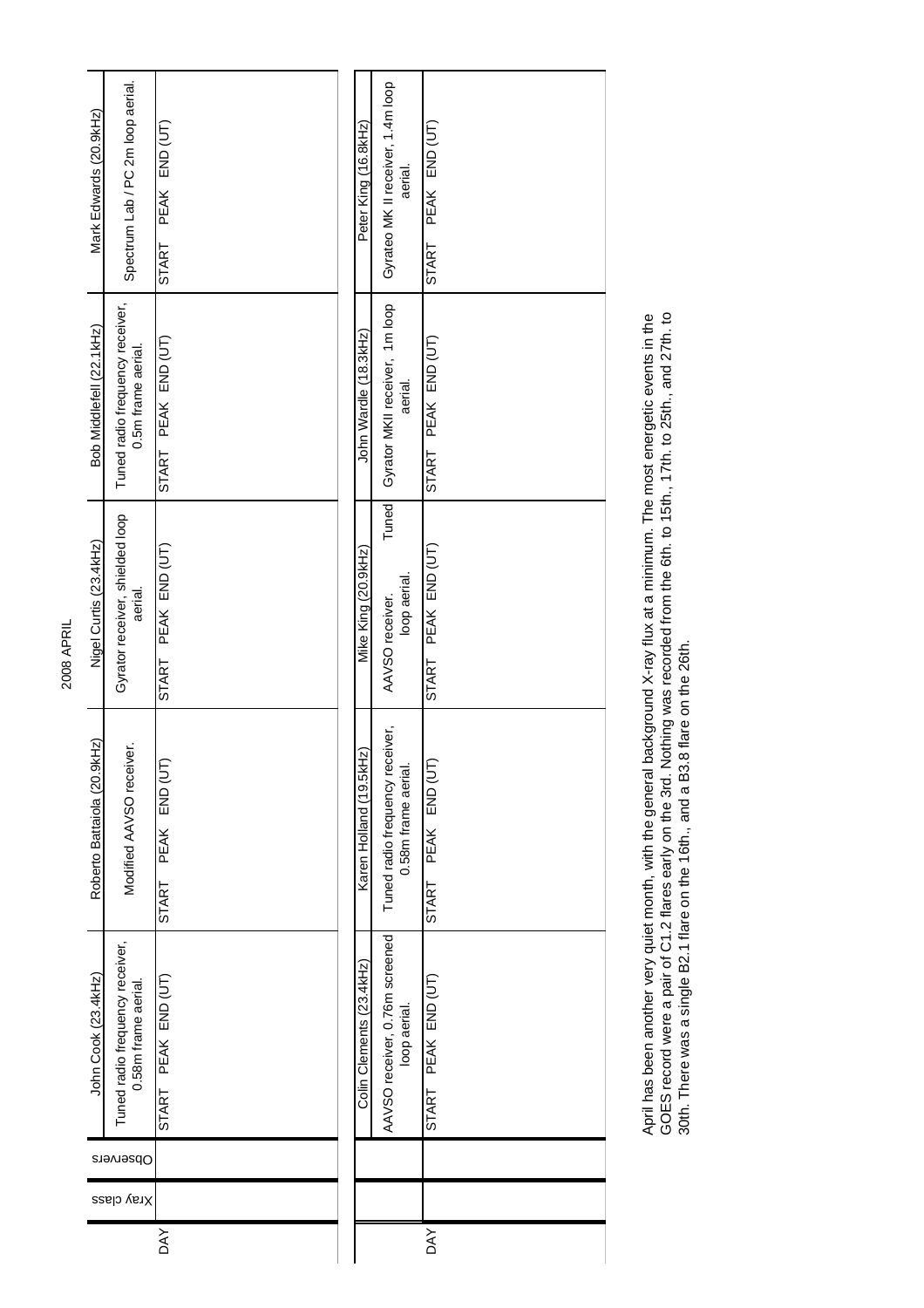# 2008 APRIL

| DAY | Xray class | Observers | John Cook (23.4kHz) | Roberto Battaiola (20.9kHz) | Nigel Curtis (23.4kHz) | Bob Middlefell (22.1kHz) | Mark Edwards (20.9kHz) |
|---|---|---|---|---|---|---|---|
| | | | Tuned radio frequency receiver, 0.58m frame aerial. | Modified AAVSO receiver. | Gyrator receiver, shielded loop aerial. | Tuned radio frequency receiver, 0.5m frame aerial. | Spectrum Lab / PC 2m loop aerial. |
| | | | START PEAK END (UT) | START PEAK END (UT) | START PEAK END (UT) | START PEAK END (UT) | START PEAK END (UT) |

| DAY | | | Colin Clements (23.4kHz) | Karen Holland (19.5kHz) | Mike King (20.9kHz) | John Wardle (18.3kHz) | Peter King (16.8kHz) |
|---|---|---|---|---|---|---|---|
| | | | AAVSO receiver, 0.76m screened loop aerial. | Tuned radio frequency receiver, 0.58m frame aerial. | AAVSO receiver. Tuned loop aerial. | Gyrator MKII receiver, 1m loop aerial. | Gyrateo MK II receiver, 1.4m loop aerial. |
| | | | START PEAK END (UT) | START PEAK END (UT) | START PEAK END (UT) | START PEAK END (UT) | START PEAK END (UT) |

April has been another very quiet month, with the general background X-ray flux at a minimum. The most energetic events in the GOES record were a pair of C1.2 flares early on the 3rd. Nothing was recorded from the 6th. to 15th., 17th. to 25th., and 27th. to 30th. There was a single B2.1 flare on the 16th., and a B3.8 flare on the 26th.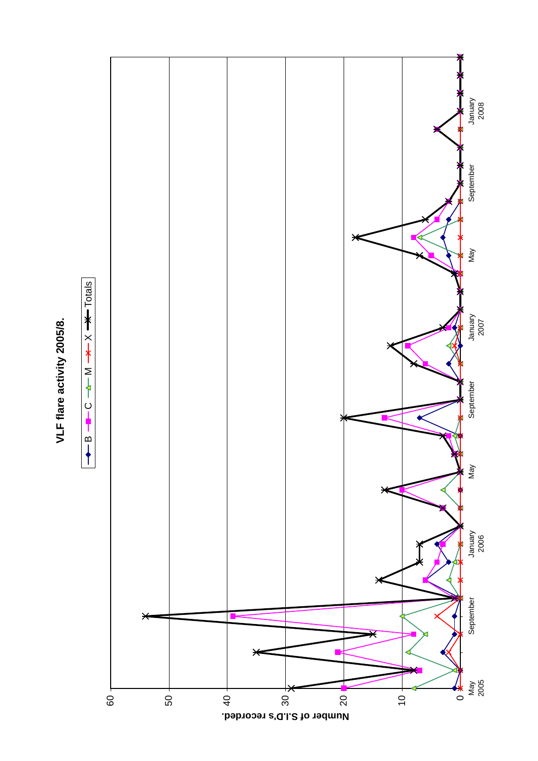VLF flare activity 2005/8.

B C M X Totals

Number of S.I.D's recorded.

60
50
40
30
20
10
0

May 2005
September
January 2006
May
September
January 2007
May
September
January 2008